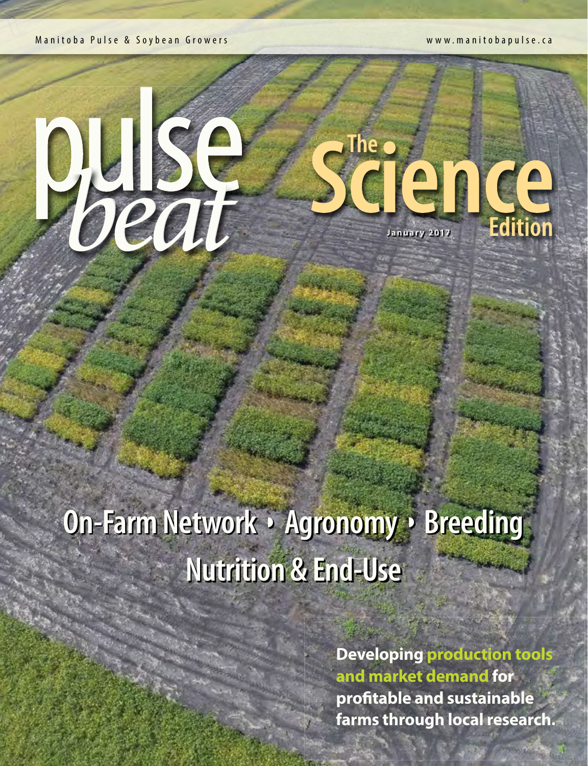Manitoba Pulse & Soybean Growers

www.manitobapulse.ca

# pulse beat

## The Science Edition

January 2017

**On-Farm Network • Agronomy • Breeding**

**Nutrition & End-Use**

**Developing production tools and market demand for profitable and sustainable farms through local research.**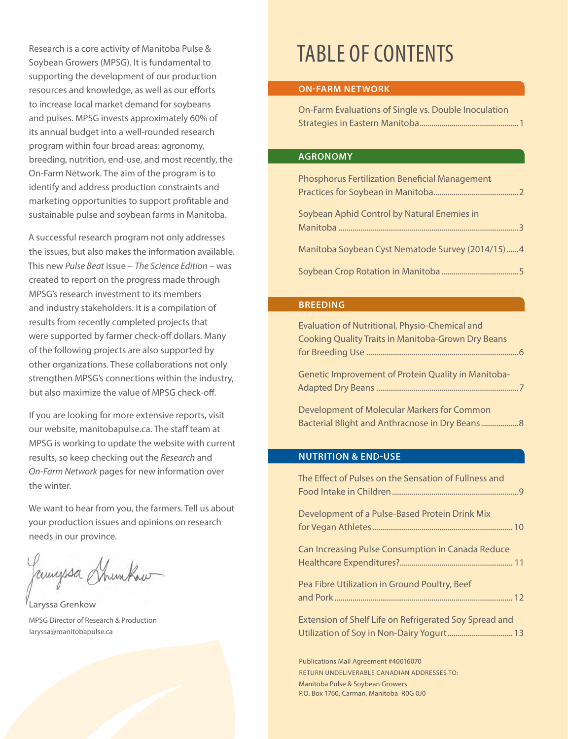Research is a core activity of Manitoba Pulse & Soybean Growers (MPSG). It is fundamental to supporting the development of our production resources and knowledge, as well as our efforts to increase local market demand for soybeans and pulses. MPSG invests approximately 60% of its annual budget into a well-rounded research program within four broad areas: agronomy, breeding, nutrition, end-use, and most recently, the On-Farm Network. The aim of the program is to identify and address production constraints and marketing opportunities to support profitable and sustainable pulse and soybean farms in Manitoba.

A successful research program not only addresses the issues, but also makes the information available. This new *Pulse Beat* issue – *The Science Edition* – was created to report on the progress made through MPSG's research investment to its members and industry stakeholders. It is a compilation of results from recently completed projects that were supported by farmer check-off dollars. Many of the following projects are also supported by other organizations. These collaborations not only strengthen MPSG's connections within the industry, but also maximize the value of MPSG check-off.

If you are looking for more extensive reports, visit our website, manitobapulse.ca. The staff team at MPSG is working to update the website with current results, so keep checking out the *Research* and *On-Farm Network* pages for new information over the winter.

We want to hear from you, the farmers. Tell us about your production issues and opinions on research needs in our province.

Laryssa Grenkow
MPSG Director of Research & Production
laryssa@manitobapulse.ca

# TABLE OF CONTENTS

## ON-FARM NETWORK

On-Farm Evaluations of Single vs. Double Inoculation Strategies in Eastern Manitoba .......... 1

## AGRONOMY

Phosphorus Fertilization Beneficial Management Practices for Soybean in Manitoba .......... 2

Soybean Aphid Control by Natural Enemies in Manitoba .......... 3

Manitoba Soybean Cyst Nematode Survey (2014/15) .......... 4

Soybean Crop Rotation in Manitoba .......... 5

## BREEDING

Evaluation of Nutritional, Physio-Chemical and Cooking Quality Traits in Manitoba-Grown Dry Beans for Breeding Use .......... 6

Genetic Improvement of Protein Quality in Manitoba-Adapted Dry Beans .......... 7

Development of Molecular Markers for Common Bacterial Blight and Anthracnose in Dry Beans .......... 8

## NUTRITION & END-USE

The Effect of Pulses on the Sensation of Fullness and Food Intake in Children .......... 9

Development of a Pulse-Based Protein Drink Mix for Vegan Athletes .......... 10

Can Increasing Pulse Consumption in Canada Reduce Healthcare Expenditures? .......... 11

Pea Fibre Utilization in Ground Poultry, Beef and Pork .......... 12

Extension of Shelf Life on Refrigerated Soy Spread and Utilization of Soy in Non-Dairy Yogurt .......... 13

Publications Mail Agreement #40016070
RETURN UNDELIVERABLE CANADIAN ADDRESSES TO:
Manitoba Pulse & Soybean Growers
P.O. Box 1760, Carman, Manitoba R0G 0J0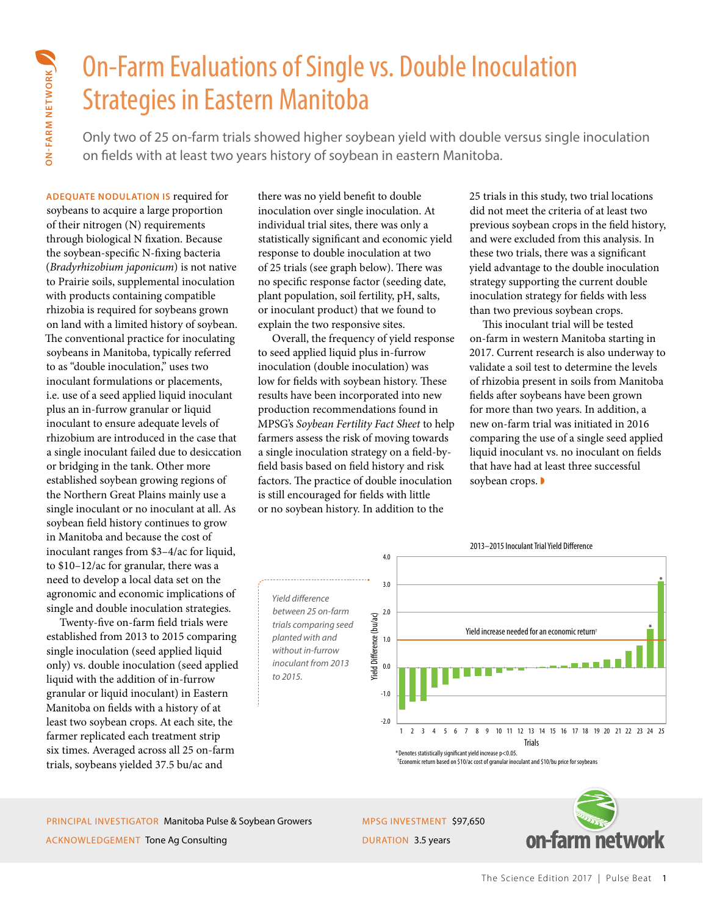ON-FARM NETWORK

# On-Farm Evaluations of Single vs. Double Inoculation Strategies in Eastern Manitoba

Only two of 25 on-farm trials showed higher soybean yield with double versus single inoculation on fields with at least two years history of soybean in eastern Manitoba.

**ADEQUATE NODULATION IS** required for soybeans to acquire a large proportion of their nitrogen (N) requirements through biological N fixation. Because the soybean-specific N-fixing bacteria (*Bradyrhizobium japonicum*) is not native to Prairie soils, supplemental inoculation with products containing compatible rhizobia is required for soybeans grown on land with a limited history of soybean. The conventional practice for inoculating soybeans in Manitoba, typically referred to as "double inoculation," uses two inoculant formulations or placements, i.e. use of a seed applied liquid inoculant plus an in-furrow granular or liquid inoculant to ensure adequate levels of rhizobium are introduced in the case that a single inoculant failed due to desiccation or bridging in the tank. Other more established soybean growing regions of the Northern Great Plains mainly use a single inoculant or no inoculant at all. As soybean field history continues to grow in Manitoba and because the cost of inoculant ranges from \$3–4/ac for liquid, to \$10–12/ac for granular, there was a need to develop a local data set on the agronomic and economic implications of single and double inoculation strategies.

Twenty-five on-farm field trials were established from 2013 to 2015 comparing single inoculation (seed applied liquid only) vs. double inoculation (seed applied liquid with the addition of in-furrow granular or liquid inoculant) in Eastern Manitoba on fields with a history of at least two soybean crops. At each site, the farmer replicated each treatment strip six times. Averaged across all 25 on-farm trials, soybeans yielded 37.5 bu/ac and there was no yield benefit to double inoculation over single inoculation. At individual trial sites, there was only a statistically significant and economic yield response to double inoculation at two of 25 trials (see graph below). There was no specific response factor (seeding date, plant population, soil fertility, pH, salts, or inoculant product) that we found to explain the two responsive sites.

Overall, the frequency of yield response to seed applied liquid plus in-furrow inoculation (double inoculation) was low for fields with soybean history. These results have been incorporated into new production recommendations found in MPSG's *Soybean Fertility Fact Sheet* to help farmers assess the risk of moving towards a single inoculation strategy on a field-by-field basis based on field history and risk factors. The practice of double inoculation is still encouraged for fields with little or no soybean history. In addition to the 25 trials in this study, two trial locations did not meet the criteria of at least two previous soybean crops in the field history, and were excluded from this analysis. In these two trials, there was a significant yield advantage to the double inoculation strategy supporting the current double inoculation strategy for fields with less than two previous soybean crops.

This inoculant trial will be tested on-farm in western Manitoba starting in 2017. Current research is also underway to validate a soil test to determine the levels of rhizobia present in soils from Manitoba fields after soybeans have been grown for more than two years. In addition, a new on-farm trial was initiated in 2016 comparing the use of a single seed applied liquid inoculant vs. no inoculant on fields that have had at least three successful soybean crops.

*Yield difference between 25 on-farm trials comparing seed planted with and without in-furrow inoculant from 2013 to 2015.*

2013–2015 Inoculant Trial Yield Difference

Yield increase needed for an economic return†

*Denotes statistically significant yield increase $p<0.05$.
†Economic return based on \$10/ac cost of granular inoculant and \$10/bu price for soybeans

PRINCIPAL INVESTIGATOR Manitoba Pulse & Soybean Growers
ACKNOWLEDGEMENT Tone Ag Consulting
MPSG INVESTMENT \$97,650
DURATION 3.5 years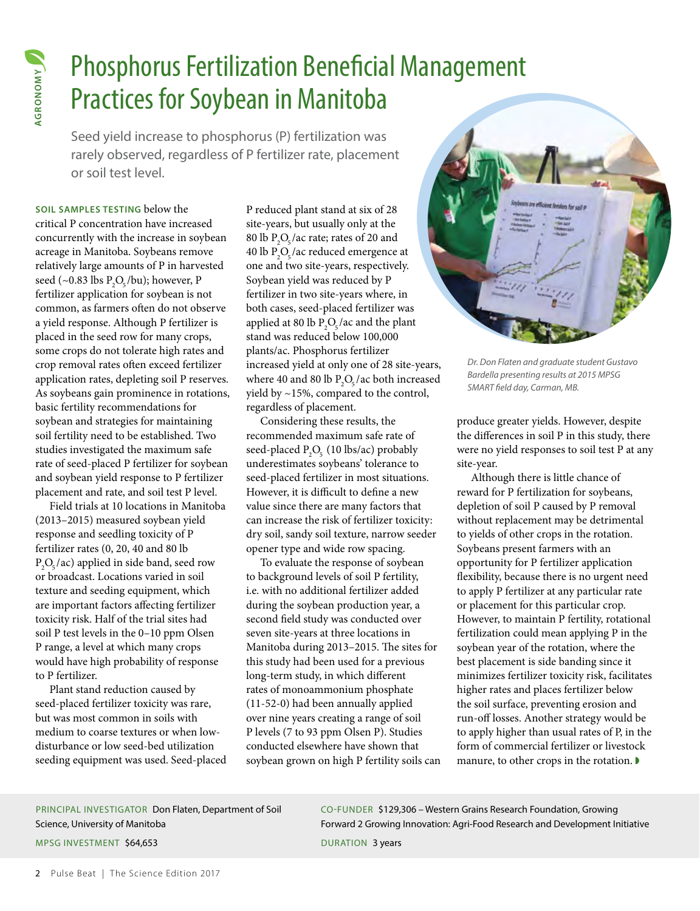AGRONOMY

# Phosphorus Fertilization Beneficial Management Practices for Soybean in Manitoba

Seed yield increase to phosphorus (P) fertilization was rarely observed, regardless of P fertilizer rate, placement or soil test level.

**SOIL SAMPLES TESTING** below the critical P concentration have increased concurrently with the increase in soybean acreage in Manitoba. Soybeans remove relatively large amounts of P in harvested seed (~0.83 lbs $P_2O_5$/bu); however, P fertilizer application for soybean is not common, as farmers often do not observe a yield response. Although P fertilizer is placed in the seed row for many crops, some crops do not tolerate high rates and crop removal rates often exceed fertilizer application rates, depleting soil P reserves. As soybeans gain prominence in rotations, basic fertility recommendations for soybean and strategies for maintaining soil fertility need to be established. Two studies investigated the maximum safe rate of seed-placed P fertilizer for soybean and soybean yield response to P fertilizer placement and rate, and soil test P level.

Field trials at 10 locations in Manitoba (2013–2015) measured soybean yield response and seedling toxicity of P fertilizer rates (0, 20, 40 and 80 lb $P_2O_5$/ac) applied in side band, seed row or broadcast. Locations varied in soil texture and seeding equipment, which are important factors affecting fertilizer toxicity risk. Half of the trial sites had soil P test levels in the 0–10 ppm Olsen P range, a level at which many crops would have high probability of response to P fertilizer.

Plant stand reduction caused by seed-placed fertilizer toxicity was rare, but was most common in soils with medium to coarse textures or when low-disturbance or low seed-bed utilization seeding equipment was used. Seed-placed P reduced plant stand at six of 28 site-years, but usually only at the 80 lb $P_2O_5$/ac rate; rates of 20 and 40 lb $P_2O_5$/ac reduced emergence at one and two site-years, respectively. Soybean yield was reduced by P fertilizer in two site-years where, in both cases, seed-placed fertilizer was applied at 80 lb $P_2O_5$/ac and the plant stand was reduced below 100,000 plants/ac. Phosphorus fertilizer increased yield at only one of 28 site-years, where 40 and 80 lb $P_2O_5$/ac both increased yield by ~15%, compared to the control, regardless of placement.

Considering these results, the recommended maximum safe rate of seed-placed $P_2O_5$ (10 lbs/ac) probably underestimates soybeans' tolerance to seed-placed fertilizer in most situations. However, it is difficult to define a new value since there are many factors that can increase the risk of fertilizer toxicity: dry soil, sandy soil texture, narrow seeder opener type and wide row spacing.

To evaluate the response of soybean to background levels of soil P fertility, i.e. with no additional fertilizer added during the soybean production year, a second field study was conducted over seven site-years at three locations in Manitoba during 2013–2015. The sites for this study had been used for a previous long-term study, in which different rates of monoammonium phosphate (11-52-0) had been annually applied over nine years creating a range of soil P levels (7 to 93 ppm Olsen P). Studies conducted elsewhere have shown that soybean grown on high P fertility soils can produce greater yields. However, despite the differences in soil P in this study, there were no yield responses to soil test P at any site-year.

*Dr. Don Flaten and graduate student Gustavo Bardella presenting results at 2015 MPSG SMART field day, Carman, MB.*

Although there is little chance of reward for P fertilization for soybeans, depletion of soil P caused by P removal without replacement may be detrimental to yields of other crops in the rotation. Soybeans present farmers with an opportunity for P fertilizer application flexibility, because there is no urgent need to apply P fertilizer at any particular rate or placement for this particular crop. However, to maintain P fertility, rotational fertilization could mean applying P in the soybean year of the rotation, where the best placement is side banding since it minimizes fertilizer toxicity risk, facilitates higher rates and places fertilizer below the soil surface, preventing erosion and run-off losses. Another strategy would be to apply higher than usual rates of P, in the form of commercial fertilizer or livestock manure, to other crops in the rotation.

PRINCIPAL INVESTIGATOR Don Flaten, Department of Soil Science, University of Manitoba

MPSG INVESTMENT $64,653

CO-FUNDER $129,306 – Western Grains Research Foundation, Growing Forward 2 Growing Innovation: Agri-Food Research and Development Initiative

DURATION 3 years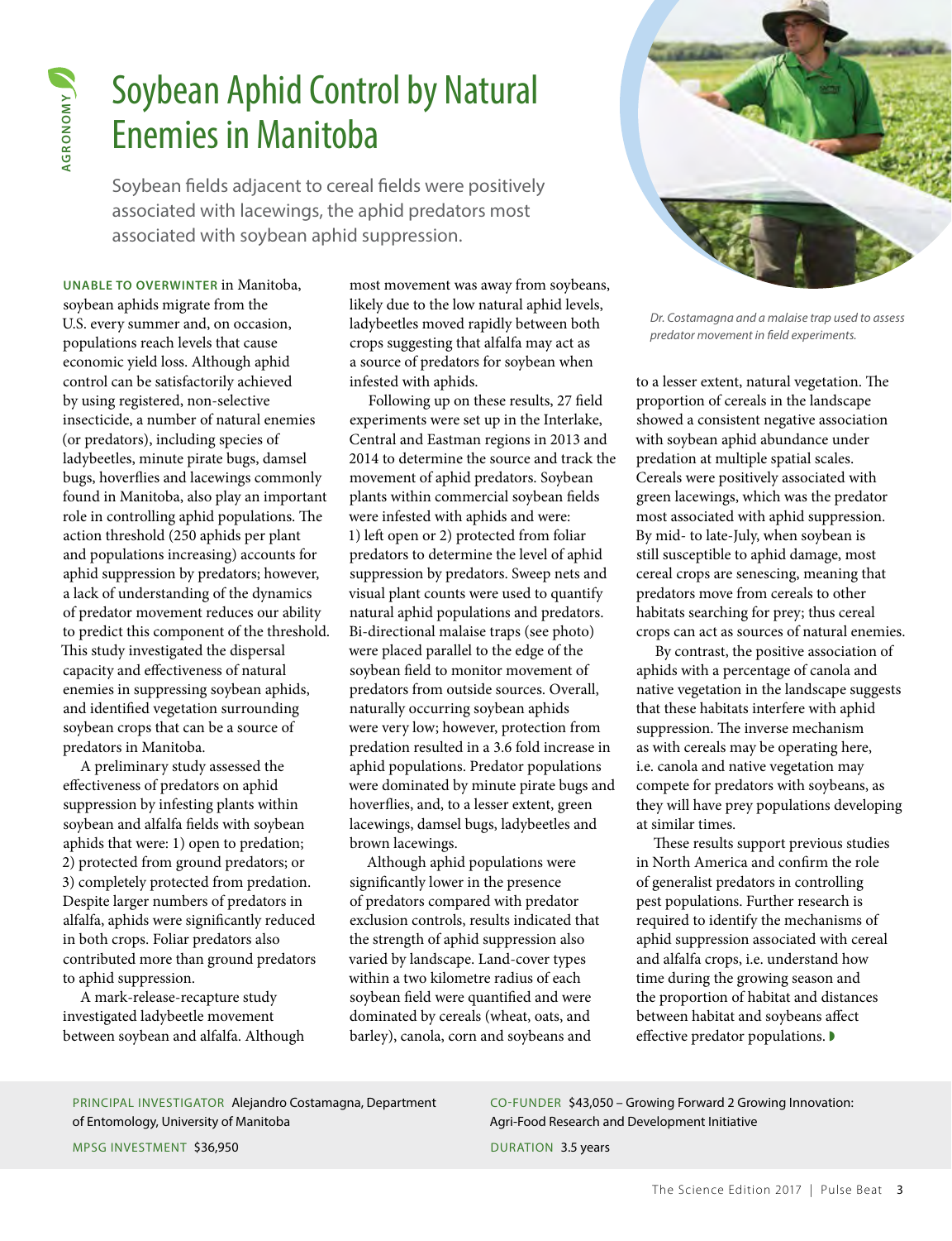AGRONOMY

# Soybean Aphid Control by Natural Enemies in Manitoba

Soybean fields adjacent to cereal fields were positively associated with lacewings, the aphid predators most associated with soybean aphid suppression.

*Dr. Costamagna and a malaise trap used to assess predator movement in field experiments.*

**UNABLE TO OVERWINTER** in Manitoba, soybean aphids migrate from the U.S. every summer and, on occasion, populations reach levels that cause economic yield loss. Although aphid control can be satisfactorily achieved by using registered, non-selective insecticide, a number of natural enemies (or predators), including species of ladybeetles, minute pirate bugs, damsel bugs, hoverflies and lacewings commonly found in Manitoba, also play an important role in controlling aphid populations. The action threshold (250 aphids per plant and populations increasing) accounts for aphid suppression by predators; however, a lack of understanding of the dynamics of predator movement reduces our ability to predict this component of the threshold. This study investigated the dispersal capacity and effectiveness of natural enemies in suppressing soybean aphids, and identified vegetation surrounding soybean crops that can be a source of predators in Manitoba.

A preliminary study assessed the effectiveness of predators on aphid suppression by infesting plants within soybean and alfalfa fields with soybean aphids that were: 1) open to predation; 2) protected from ground predators; or 3) completely protected from predation. Despite larger numbers of predators in alfalfa, aphids were significantly reduced in both crops. Foliar predators also contributed more than ground predators to aphid suppression.

A mark-release-recapture study investigated ladybeetle movement between soybean and alfalfa. Although most movement was away from soybeans, likely due to the low natural aphid levels, ladybeetles moved rapidly between both crops suggesting that alfalfa may act as a source of predators for soybean when infested with aphids.

Following up on these results, 27 field experiments were set up in the Interlake, Central and Eastman regions in 2013 and 2014 to determine the source and track the movement of aphid predators. Soybean plants within commercial soybean fields were infested with aphids and were: 1) left open or 2) protected from foliar predators to determine the level of aphid suppression by predators. Sweep nets and visual plant counts were used to quantify natural aphid populations and predators. Bi-directional malaise traps (see photo) were placed parallel to the edge of the soybean field to monitor movement of predators from outside sources. Overall, naturally occurring soybean aphids were very low; however, protection from predation resulted in a 3.6 fold increase in aphid populations. Predator populations were dominated by minute pirate bugs and hoverflies, and, to a lesser extent, green lacewings, damsel bugs, ladybeetles and brown lacewings.

Although aphid populations were significantly lower in the presence of predators compared with predator exclusion controls, results indicated that the strength of aphid suppression also varied by landscape. Land-cover types within a two kilometre radius of each soybean field were quantified and were dominated by cereals (wheat, oats, and barley), canola, corn and soybeans and to a lesser extent, natural vegetation. The proportion of cereals in the landscape showed a consistent negative association with soybean aphid abundance under predation at multiple spatial scales. Cereals were positively associated with green lacewings, which was the predator most associated with aphid suppression. By mid- to late-July, when soybean is still susceptible to aphid damage, most cereal crops are senescing, meaning that predators move from cereals to other habitats searching for prey; thus cereal crops can act as sources of natural enemies.

By contrast, the positive association of aphids with a percentage of canola and native vegetation in the landscape suggests that these habitats interfere with aphid suppression. The inverse mechanism as with cereals may be operating here, i.e. canola and native vegetation may compete for predators with soybeans, as they will have prey populations developing at similar times.

These results support previous studies in North America and confirm the role of generalist predators in controlling pest populations. Further research is required to identify the mechanisms of aphid suppression associated with cereal and alfalfa crops, i.e. understand how time during the growing season and the proportion of habitat and distances between habitat and soybeans affect effective predator populations.

PRINCIPAL INVESTIGATOR Alejandro Costamagna, Department of Entomology, University of Manitoba

MPSG INVESTMENT $36,950

CO-FUNDER $43,050 – Growing Forward 2 Growing Innovation: Agri-Food Research and Development Initiative

DURATION 3.5 years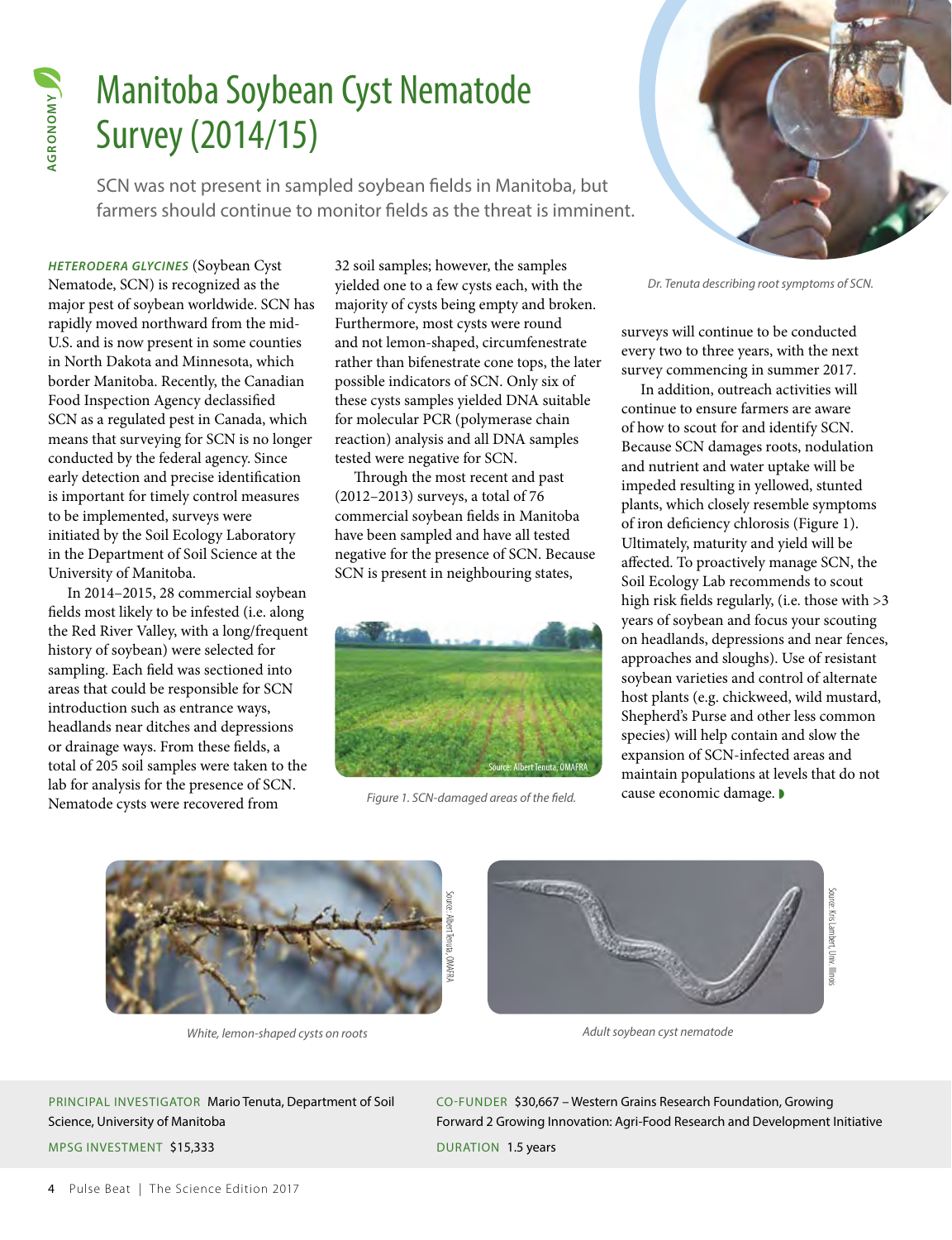AGRONOMY

# Manitoba Soybean Cyst Nematode Survey (2014/15)

SCN was not present in sampled soybean fields in Manitoba, but farmers should continue to monitor fields as the threat is imminent.

Dr. Tenuta describing root symptoms of SCN.

*HETERODERA GLYCINES* (Soybean Cyst Nematode, SCN) is recognized as the major pest of soybean worldwide. SCN has rapidly moved northward from the mid-U.S. and is now present in some counties in North Dakota and Minnesota, which border Manitoba. Recently, the Canadian Food Inspection Agency declassified SCN as a regulated pest in Canada, which means that surveying for SCN is no longer conducted by the federal agency. Since early detection and precise identification is important for timely control measures to be implemented, surveys were initiated by the Soil Ecology Laboratory in the Department of Soil Science at the University of Manitoba.

In 2014–2015, 28 commercial soybean fields most likely to be infested (i.e. along the Red River Valley, with a long/frequent history of soybean) were selected for sampling. Each field was sectioned into areas that could be responsible for SCN introduction such as entrance ways, headlands near ditches and depressions or drainage ways. From these fields, a total of 205 soil samples were taken to the lab for analysis for the presence of SCN. Nematode cysts were recovered from 32 soil samples; however, the samples yielded one to a few cysts each, with the majority of cysts being empty and broken. Furthermore, most cysts were round and not lemon-shaped, circumfenestrate rather than bifenestrate cone tops, the later possible indicators of SCN. Only six of these cysts samples yielded DNA suitable for molecular PCR (polymerase chain reaction) analysis and all DNA samples tested were negative for SCN.

Through the most recent and past (2012–2013) surveys, a total of 76 commercial soybean fields in Manitoba have been sampled and have all tested negative for the presence of SCN. Because SCN is present in neighbouring states, surveys will continue to be conducted every two to three years, with the next survey commencing in summer 2017.

In addition, outreach activities will continue to ensure farmers are aware of how to scout for and identify SCN. Because SCN damages roots, nodulation and nutrient and water uptake will be impeded resulting in yellowed, stunted plants, which closely resemble symptoms of iron deficiency chlorosis (Figure 1). Ultimately, maturity and yield will be affected. To proactively manage SCN, the Soil Ecology Lab recommends to scout high risk fields regularly, (i.e. those with >3 years of soybean and focus your scouting on headlands, depressions and near fences, approaches and sloughs). Use of resistant soybean varieties and control of alternate host plants (e.g. chickweed, wild mustard, Shepherd's Purse and other less common species) will help contain and slow the expansion of SCN-infected areas and maintain populations at levels that do not cause economic damage.

Source: Albert Tenuta, OMAFRA

*Figure 1. SCN-damaged areas of the field.*

Source: Albert Tenuta, OMAFRA

*White, lemon-shaped cysts on roots*

Source: Kris Lambert, Univ. Illinois

*Adult soybean cyst nematode*

PRINCIPAL INVESTIGATOR Mario Tenuta, Department of Soil Science, University of Manitoba

MPSG INVESTMENT $15,333

CO-FUNDER $30,667 – Western Grains Research Foundation, Growing Forward 2 Growing Innovation: Agri-Food Research and Development Initiative

DURATION 1.5 years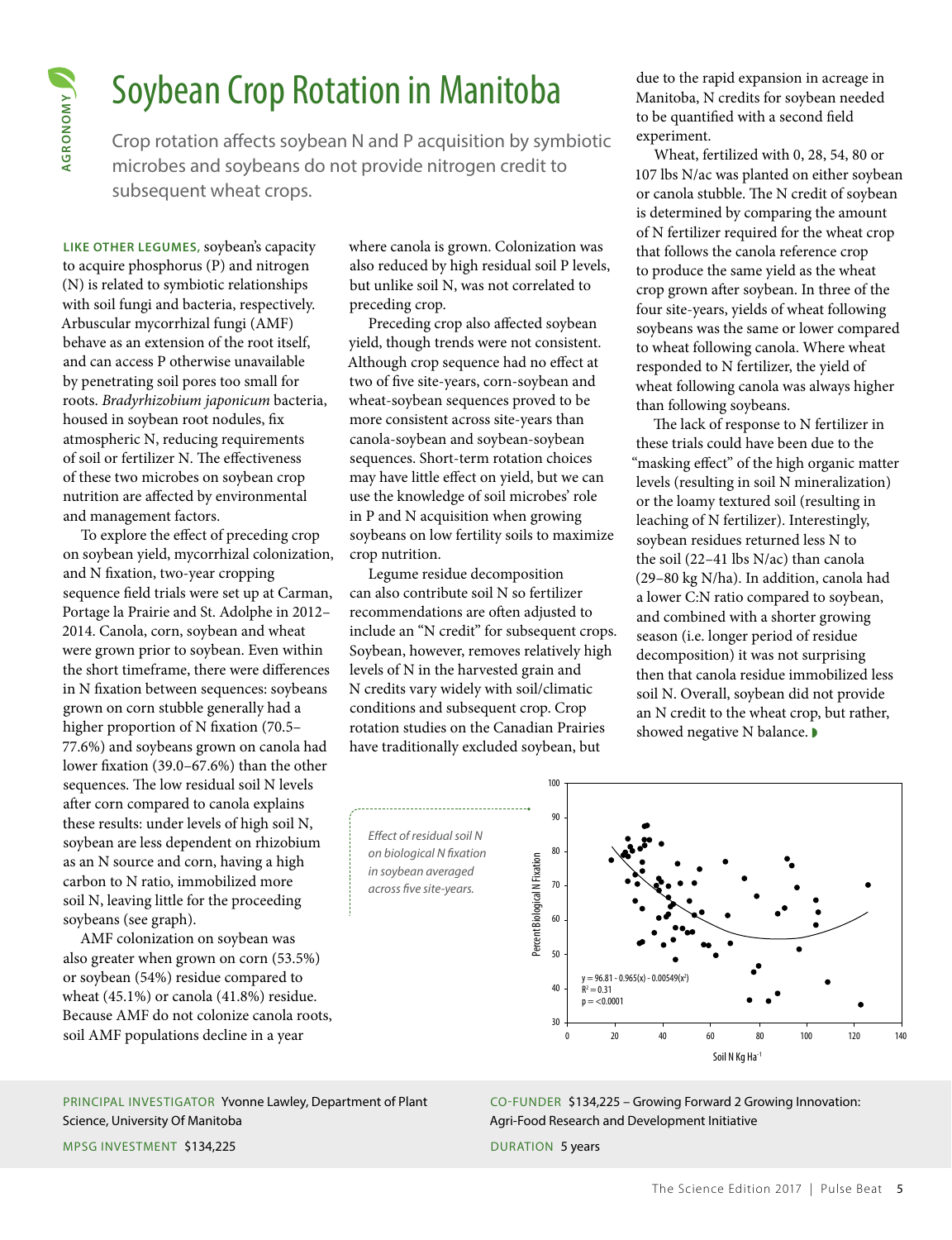AGRONOMY

# Soybean Crop Rotation in Manitoba

Crop rotation affects soybean N and P acquisition by symbiotic microbes and soybeans do not provide nitrogen credit to subsequent wheat crops.

**LIKE OTHER LEGUMES,** soybean's capacity to acquire phosphorus (P) and nitrogen (N) is related to symbiotic relationships with soil fungi and bacteria, respectively. Arbuscular mycorrhizal fungi (AMF) behave as an extension of the root itself, and can access P otherwise unavailable by penetrating soil pores too small for roots. *Bradyrhizobium japonicum* bacteria, housed in soybean root nodules, fix atmospheric N, reducing requirements of soil or fertilizer N. The effectiveness of these two microbes on soybean crop nutrition are affected by environmental and management factors.

To explore the effect of preceding crop on soybean yield, mycorrhizal colonization, and N fixation, two-year cropping sequence field trials were set up at Carman, Portage la Prairie and St. Adolphe in 2012–2014. Canola, corn, soybean and wheat were grown prior to soybean. Even within the short timeframe, there were differences in N fixation between sequences: soybeans grown on corn stubble generally had a higher proportion of N fixation (70.5–77.6%) and soybeans grown on canola had lower fixation (39.0–67.6%) than the other sequences. The low residual soil N levels after corn compared to canola explains these results: under levels of high soil N, soybean are less dependent on rhizobium as an N source and corn, having a high carbon to N ratio, immobilized more soil N, leaving little for the proceeding soybeans (see graph).

AMF colonization on soybean was also greater when grown on corn (53.5%) or soybean (54%) residue compared to wheat (45.1%) or canola (41.8%) residue. Because AMF do not colonize canola roots, soil AMF populations decline in a year where canola is grown. Colonization was also reduced by high residual soil P levels, but unlike soil N, was not correlated to preceding crop.

Preceding crop also affected soybean yield, though trends were not consistent. Although crop sequence had no effect at two of five site-years, corn-soybean and wheat-soybean sequences proved to be more consistent across site-years than canola-soybean and soybean-soybean sequences. Short-term rotation choices may have little effect on yield, but we can use the knowledge of soil microbes' role in P and N acquisition when growing soybeans on low fertility soils to maximize crop nutrition.

Legume residue decomposition can also contribute soil N so fertilizer recommendations are often adjusted to include an "N credit" for subsequent crops. Soybean, however, removes relatively high levels of N in the harvested grain and N credits vary widely with soil/climatic conditions and subsequent crop. Crop rotation studies on the Canadian Prairies have traditionally excluded soybean, but due to the rapid expansion in acreage in Manitoba, N credits for soybean needed to be quantified with a second field experiment.

Wheat, fertilized with 0, 28, 54, 80 or 107 lbs N/ac was planted on either soybean or canola stubble. The N credit of soybean is determined by comparing the amount of N fertilizer required for the wheat crop that follows the canola reference crop to produce the same yield as the wheat crop grown after soybean. In three of the four site-years, yields of wheat following soybeans was the same or lower compared to wheat following canola. Where wheat responded to N fertilizer, the yield of wheat following canola was always higher than following soybeans.

The lack of response to N fertilizer in these trials could have been due to the "masking effect" of the high organic matter levels (resulting in soil N mineralization) or the loamy textured soil (resulting in leaching of N fertilizer). Interestingly, soybean residues returned less N to the soil (22–41 lbs N/ac) than canola (29–80 kg N/ha). In addition, canola had a lower C:N ratio compared to soybean, and combined with a shorter growing season (i.e. longer period of residue decomposition) it was not surprising then that canola residue immobilized less soil N. Overall, soybean did not provide an N credit to the wheat crop, but rather, showed negative N balance.

*Effect of residual soil N on biological N fixation in soybean averaged across five site-years.*

$y = 96.81 - 0.965(x) - 0.00549(x^2)$
$R^2 = 0.31$
$p = <0.0001$

Percent Biological N Fixation vs. Soil N Kg Ha$^{-1}$

PRINCIPAL INVESTIGATOR Yvonne Lawley, Department of Plant Science, University Of Manitoba

MPSG INVESTMENT $134,225

CO-FUNDER $134,225 – Growing Forward 2 Growing Innovation: Agri-Food Research and Development Initiative

DURATION 5 years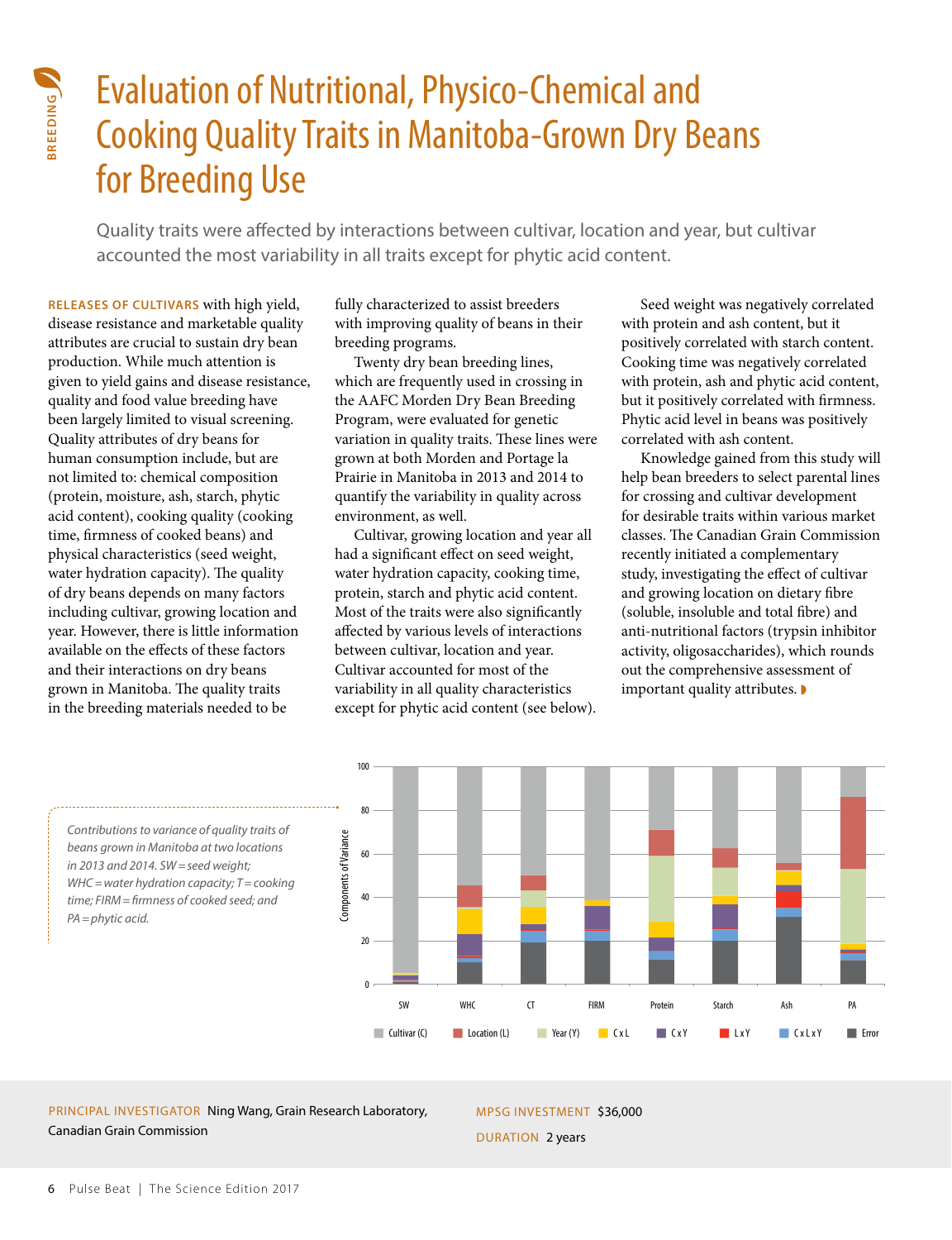BREEDING

# Evaluation of Nutritional, Physico-Chemical and Cooking Quality Traits in Manitoba-Grown Dry Beans for Breeding Use

Quality traits were affected by interactions between cultivar, location and year, but cultivar accounted the most variability in all traits except for phytic acid content.

**RELEASES OF CULTIVARS** with high yield, disease resistance and marketable quality attributes are crucial to sustain dry bean production. While much attention is given to yield gains and disease resistance, quality and food value breeding have been largely limited to visual screening. Quality attributes of dry beans for human consumption include, but are not limited to: chemical composition (protein, moisture, ash, starch, phytic acid content), cooking quality (cooking time, firmness of cooked beans) and physical characteristics (seed weight, water hydration capacity). The quality of dry beans depends on many factors including cultivar, growing location and year. However, there is little information available on the effects of these factors and their interactions on dry beans grown in Manitoba. The quality traits in the breeding materials needed to be fully characterized to assist breeders with improving quality of beans in their breeding programs.

Twenty dry bean breeding lines, which are frequently used in crossing in the AAFC Morden Dry Bean Breeding Program, were evaluated for genetic variation in quality traits. These lines were grown at both Morden and Portage la Prairie in Manitoba in 2013 and 2014 to quantify the variability in quality across environment, as well.

Cultivar, growing location and year all had a significant effect on seed weight, water hydration capacity, cooking time, protein, starch and phytic acid content. Most of the traits were also significantly affected by various levels of interactions between cultivar, location and year. Cultivar accounted for most of the variability in all quality characteristics except for phytic acid content (see below).

Seed weight was negatively correlated with protein and ash content, but it positively correlated with starch content. Cooking time was negatively correlated with protein, ash and phytic acid content, but it positively correlated with firmness. Phytic acid level in beans was positively correlated with ash content.

Knowledge gained from this study will help bean breeders to select parental lines for crossing and cultivar development for desirable traits within various market classes. The Canadian Grain Commission recently initiated a complementary study, investigating the effect of cultivar and growing location on dietary fibre (soluble, insoluble and total fibre) and anti-nutritional factors (trypsin inhibitor activity, oligosaccharides), which rounds out the comprehensive assessment of important quality attributes.

*Contributions to variance of quality traits of beans grown in Manitoba at two locations in 2013 and 2014. SW = seed weight; WHC = water hydration capacity; T = cooking time; FIRM = firmness of cooked seed; and PA = phytic acid.*

Components of Variance (0–100): SW, WHC, CT, FIRM, Protein, Starch, Ash, PA

Legend: Cultivar (C), Location (L), Year (Y), C x L, C x Y, L x Y, C x L x Y, Error

**PRINCIPAL INVESTIGATOR** Ning Wang, Grain Research Laboratory, Canadian Grain Commission

**MPSG INVESTMENT** $36,000

**DURATION** 2 years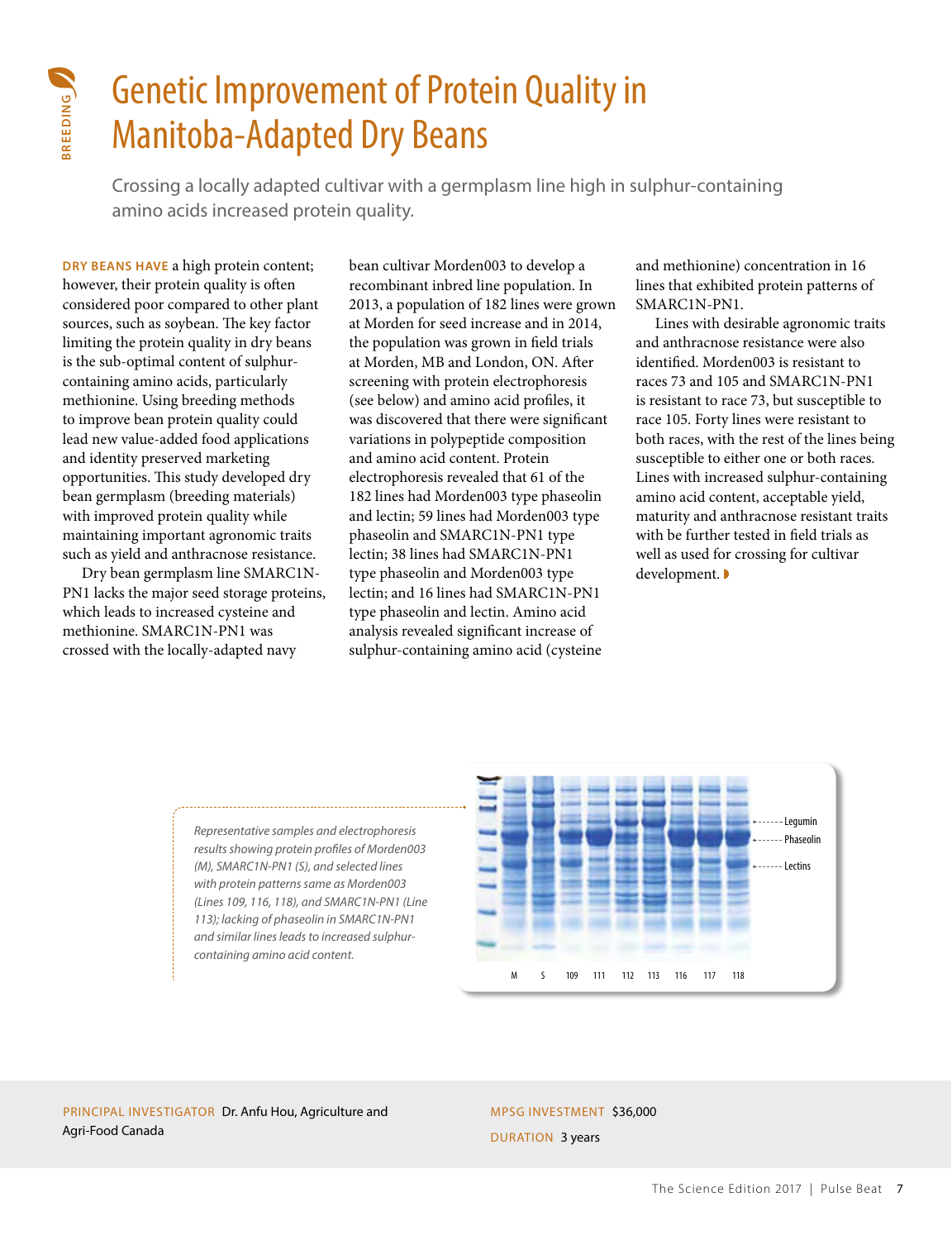BREEDING

# Genetic Improvement of Protein Quality in Manitoba-Adapted Dry Beans

Crossing a locally adapted cultivar with a germplasm line high in sulphur-containing amino acids increased protein quality.

**DRY BEANS HAVE** a high protein content; however, their protein quality is often considered poor compared to other plant sources, such as soybean. The key factor limiting the protein quality in dry beans is the sub-optimal content of sulphur-containing amino acids, particularly methionine. Using breeding methods to improve bean protein quality could lead new value-added food applications and identity preserved marketing opportunities. This study developed dry bean germplasm (breeding materials) with improved protein quality while maintaining important agronomic traits such as yield and anthracnose resistance.

Dry bean germplasm line SMARC1N-PN1 lacks the major seed storage proteins, which leads to increased cysteine and methionine. SMARC1N-PN1 was crossed with the locally-adapted navy bean cultivar Morden003 to develop a recombinant inbred line population. In 2013, a population of 182 lines were grown at Morden for seed increase and in 2014, the population was grown in field trials at Morden, MB and London, ON. After screening with protein electrophoresis (see below) and amino acid profiles, it was discovered that there were significant variations in polypeptide composition and amino acid content. Protein electrophoresis revealed that 61 of the 182 lines had Morden003 type phaseolin and lectin; 59 lines had Morden003 type phaseolin and SMARC1N-PN1 type lectin; 38 lines had SMARC1N-PN1 type phaseolin and Morden003 type lectin; and 16 lines had SMARC1N-PN1 type phaseolin and lectin. Amino acid analysis revealed significant increase of sulphur-containing amino acid (cysteine and methionine) concentration in 16 lines that exhibited protein patterns of SMARC1N-PN1.

Lines with desirable agronomic traits and anthracnose resistance were also identified. Morden003 is resistant to races 73 and 105 and SMARC1N-PN1 is resistant to race 73, but susceptible to race 105. Forty lines were resistant to both races, with the rest of the lines being susceptible to either one or both races. Lines with increased sulphur-containing amino acid content, acceptable yield, maturity and anthracnose resistant traits with be further tested in field trials as well as used for crossing for cultivar development.

*Representative samples and electrophoresis results showing protein profiles of Morden003 (M), SMARC1N-PN1 (S), and selected lines with protein patterns same as Morden003 (Lines 109, 116, 118), and SMARC1N-PN1 (Line 113); lacking of phaseolin in SMARC1N-PN1 and similar lines leads to increased sulphur-containing amino acid content.*

Legumin
Phaseolin
Lectins

M S 109 111 112 113 116 117 118

PRINCIPAL INVESTIGATOR Dr. Anfu Hou, Agriculture and Agri-Food Canada

MPSG INVESTMENT $36,000

DURATION 3 years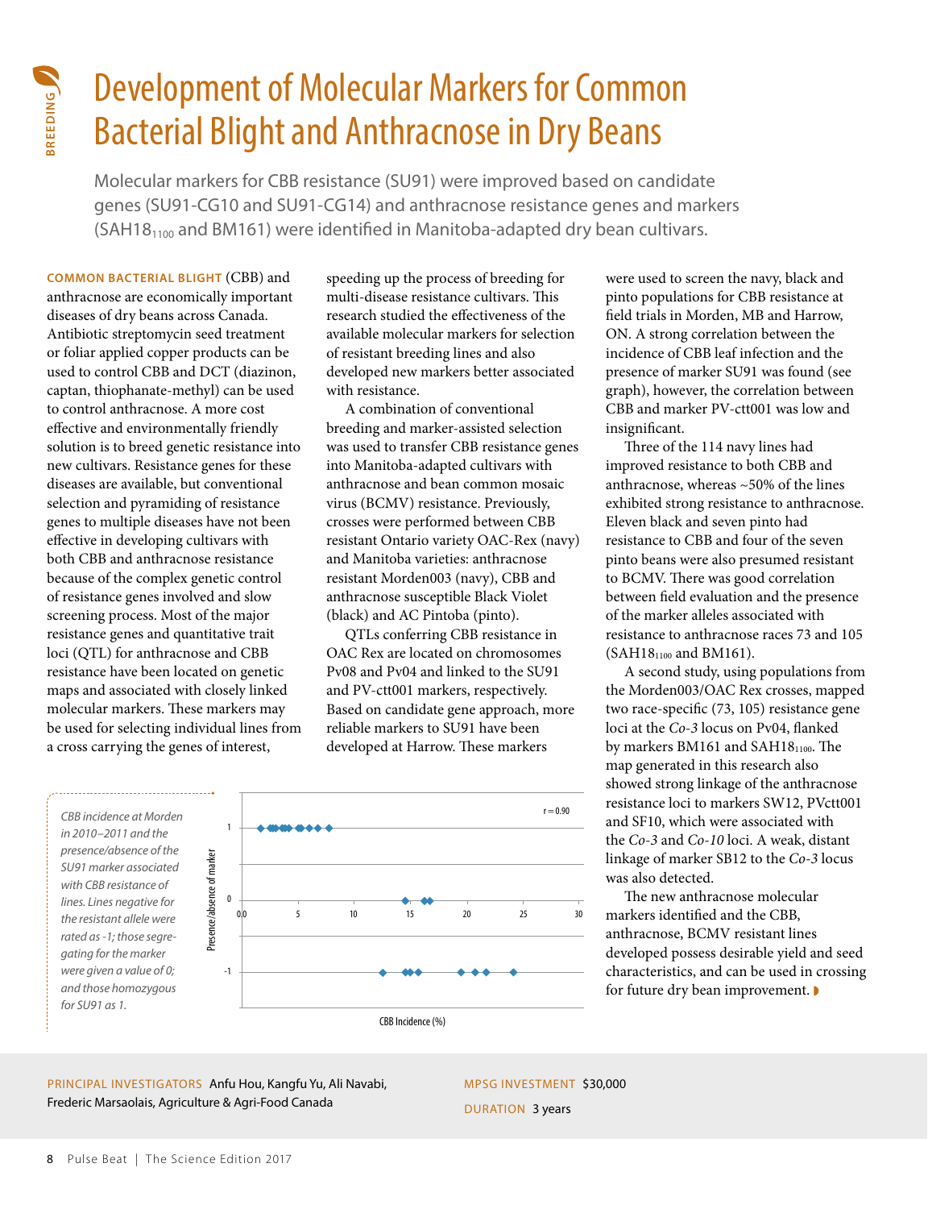# Development of Molecular Markers for Common Bacterial Blight and Anthracnose in Dry Beans

Molecular markers for CBB resistance (SU91) were improved based on candidate genes (SU91-CG10 and SU91-CG14) and anthracnose resistance genes and markers ($SAH18_{1100}$ and BM161) were identified in Manitoba-adapted dry bean cultivars.

**COMMON BACTERIAL BLIGHT** (CBB) and anthracnose are economically important diseases of dry beans across Canada. Antibiotic streptomycin seed treatment or foliar applied copper products can be used to control CBB and DCT (diazinon, captan, thiophanate-methyl) can be used to control anthracnose. A more cost effective and environmentally friendly solution is to breed genetic resistance into new cultivars. Resistance genes for these diseases are available, but conventional selection and pyramiding of resistance genes to multiple diseases have not been effective in developing cultivars with both CBB and anthracnose resistance because of the complex genetic control of resistance genes involved and slow screening process. Most of the major resistance genes and quantitative trait loci (QTL) for anthracnose and CBB resistance have been located on genetic maps and associated with closely linked molecular markers. These markers may be used for selecting individual lines from a cross carrying the genes of interest, speeding up the process of breeding for multi-disease resistance cultivars. This research studied the effectiveness of the available molecular markers for selection of resistant breeding lines and also developed new markers better associated with resistance.

A combination of conventional breeding and marker-assisted selection was used to transfer CBB resistance genes into Manitoba-adapted cultivars with anthracnose and bean common mosaic virus (BCMV) resistance. Previously, crosses were performed between CBB resistant Ontario variety OAC-Rex (navy) and Manitoba varieties: anthracnose resistant Morden003 (navy), CBB and anthracnose susceptible Black Violet (black) and AC Pintoba (pinto).

QTLs conferring CBB resistance in OAC Rex are located on chromosomes Pv08 and Pv04 and linked to the SU91 and PV-ctt001 markers, respectively. Based on candidate gene approach, more reliable markers to SU91 have been developed at Harrow. These markers were used to screen the navy, black and pinto populations for CBB resistance at field trials in Morden, MB and Harrow, ON. A strong correlation between the incidence of CBB leaf infection and the presence of marker SU91 was found (see graph), however, the correlation between CBB and marker PV-ctt001 was low and insignificant.

Three of the 114 navy lines had improved resistance to both CBB and anthracnose, whereas ~50% of the lines exhibited strong resistance to anthracnose. Eleven black and seven pinto had resistance to CBB and four of the seven pinto beans were also presumed resistant to BCMV. There was good correlation between field evaluation and the presence of the marker alleles associated with resistance to anthracnose races 73 and 105 ($SAH18_{1100}$ and BM161).

A second study, using populations from the Morden003/OAC Rex crosses, mapped two race-specific (73, 105) resistance gene loci at the *Co-3* locus on Pv04, flanked by markers BM161 and $SAH18_{1100}$. The map generated in this research also showed strong linkage of the anthracnose resistance loci to markers SW12, PVctt001 and SF10, which were associated with the *Co-3* and *Co-10* loci. A weak, distant linkage of marker SB12 to the *Co-3* locus was also detected.

The new anthracnose molecular markers identified and the CBB, anthracnose, BCMV resistant lines developed possess desirable yield and seed characteristics, and can be used in crossing for future dry bean improvement.

*CBB incidence at Morden in 2010–2011 and the presence/absence of the SU91 marker associated with CBB resistance of lines. Lines negative for the resistant allele were rated as -1; those segregating for the marker were given a value of 0; and those homozygous for SU91 as 1.*

**PRINCIPAL INVESTIGATORS** Anfu Hou, Kangfu Yu, Ali Navabi, Frederic Marsaolais, Agriculture & Agri-Food Canada

**MPSG INVESTMENT** $30,000

**DURATION** 3 years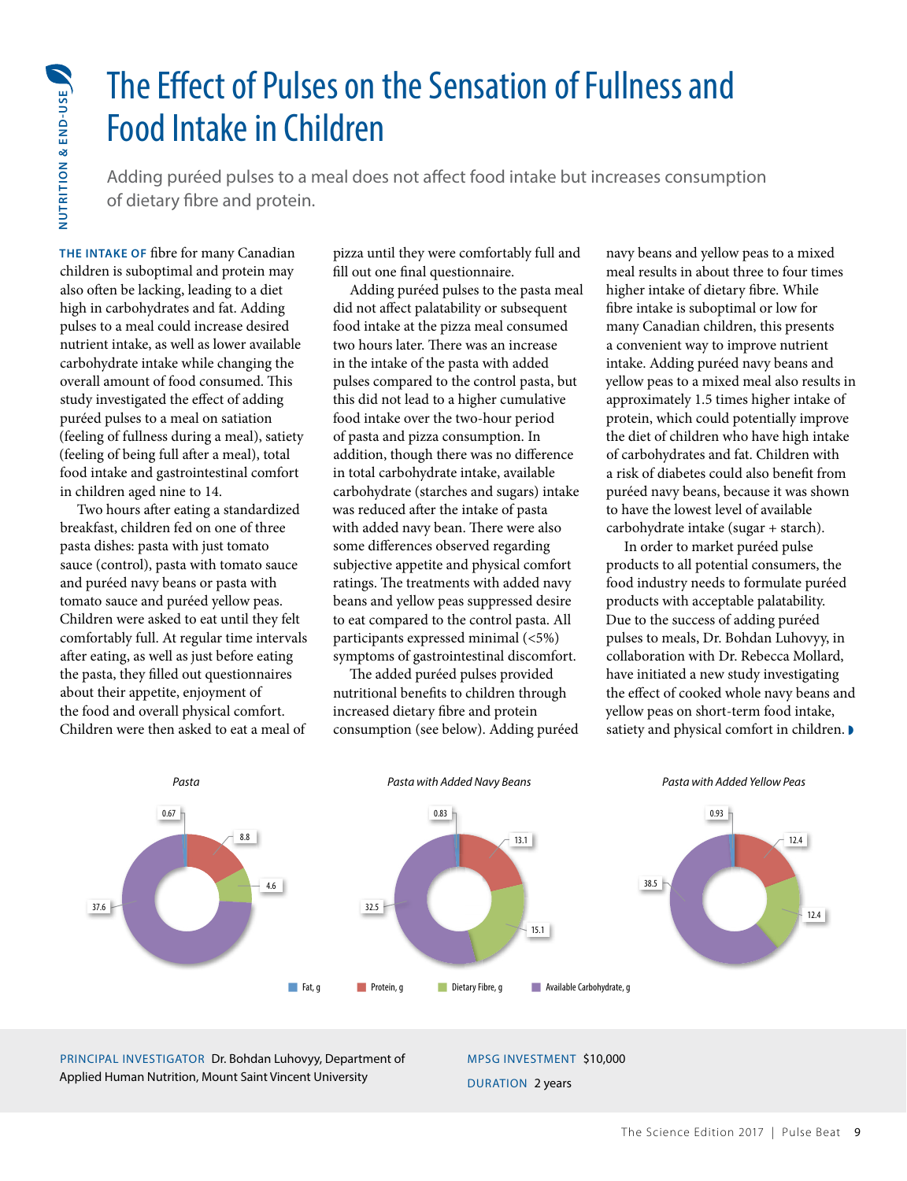# The Effect of Pulses on the Sensation of Fullness and Food Intake in Children

Adding puréed pulses to a meal does not affect food intake but increases consumption of dietary fibre and protein.

**THE INTAKE OF** fibre for many Canadian children is suboptimal and protein may also often be lacking, leading to a diet high in carbohydrates and fat. Adding pulses to a meal could increase desired nutrient intake, as well as lower available carbohydrate intake while changing the overall amount of food consumed. This study investigated the effect of adding puréed pulses to a meal on satiation (feeling of fullness during a meal), satiety (feeling of being full after a meal), total food intake and gastrointestinal comfort in children aged nine to 14.

Two hours after eating a standardized breakfast, children fed on one of three pasta dishes: pasta with just tomato sauce (control), pasta with tomato sauce and puréed navy beans or pasta with tomato sauce and puréed yellow peas. Children were asked to eat until they felt comfortably full. At regular time intervals after eating, as well as just before eating the pasta, they filled out questionnaires about their appetite, enjoyment of the food and overall physical comfort. Children were then asked to eat a meal of pizza until they were comfortably full and fill out one final questionnaire.

Adding puréed pulses to the pasta meal did not affect palatability or subsequent food intake at the pizza meal consumed two hours later. There was an increase in the intake of the pasta with added pulses compared to the control pasta, but this did not lead to a higher cumulative food intake over the two-hour period of pasta and pizza consumption. In addition, though there was no difference in total carbohydrate intake, available carbohydrate (starches and sugars) intake was reduced after the intake of pasta with added navy bean. There were also some differences observed regarding subjective appetite and physical comfort ratings. The treatments with added navy beans and yellow peas suppressed desire to eat compared to the control pasta. All participants expressed minimal (<5%) symptoms of gastrointestinal discomfort.

The added puréed pulses provided nutritional benefits to children through increased dietary fibre and protein consumption (see below). Adding puréed navy beans and yellow peas to a mixed meal results in about three to four times higher intake of dietary fibre. While fibre intake is suboptimal or low for many Canadian children, this presents a convenient way to improve nutrient intake. Adding puréed navy beans and yellow peas to a mixed meal also results in approximately 1.5 times higher intake of protein, which could potentially improve the diet of children who have high intake of carbohydrates and fat. Children with a risk of diabetes could also benefit from puréed navy beans, because it was shown to have the lowest level of available carbohydrate intake (sugar + starch).

In order to market puréed pulse products to all potential consumers, the food industry needs to formulate puréed products with acceptable palatability. Due to the success of adding puréed pulses to meals, Dr. Bohdan Luhovyy, in collaboration with Dr. Rebecca Mollard, have initiated a new study investigating the effect of cooked whole navy beans and yellow peas on short-term food intake, satiety and physical comfort in children.

| | Fat, g | Protein, g | Dietary Fibre, g | Available Carbohydrate, g |
|---|---|---|---|---|
| Pasta | 0.67 | 8.8 | 4.6 | 37.6 |
| Pasta with Added Navy Beans | 0.83 | 13.1 | 15.1 | 32.5 |
| Pasta with Added Yellow Peas | 0.93 | 12.4 | 12.4 | 38.5 |

PRINCIPAL INVESTIGATOR Dr. Bohdan Luhovyy, Department of Applied Human Nutrition, Mount Saint Vincent University

MPSG INVESTMENT $10,000

DURATION 2 years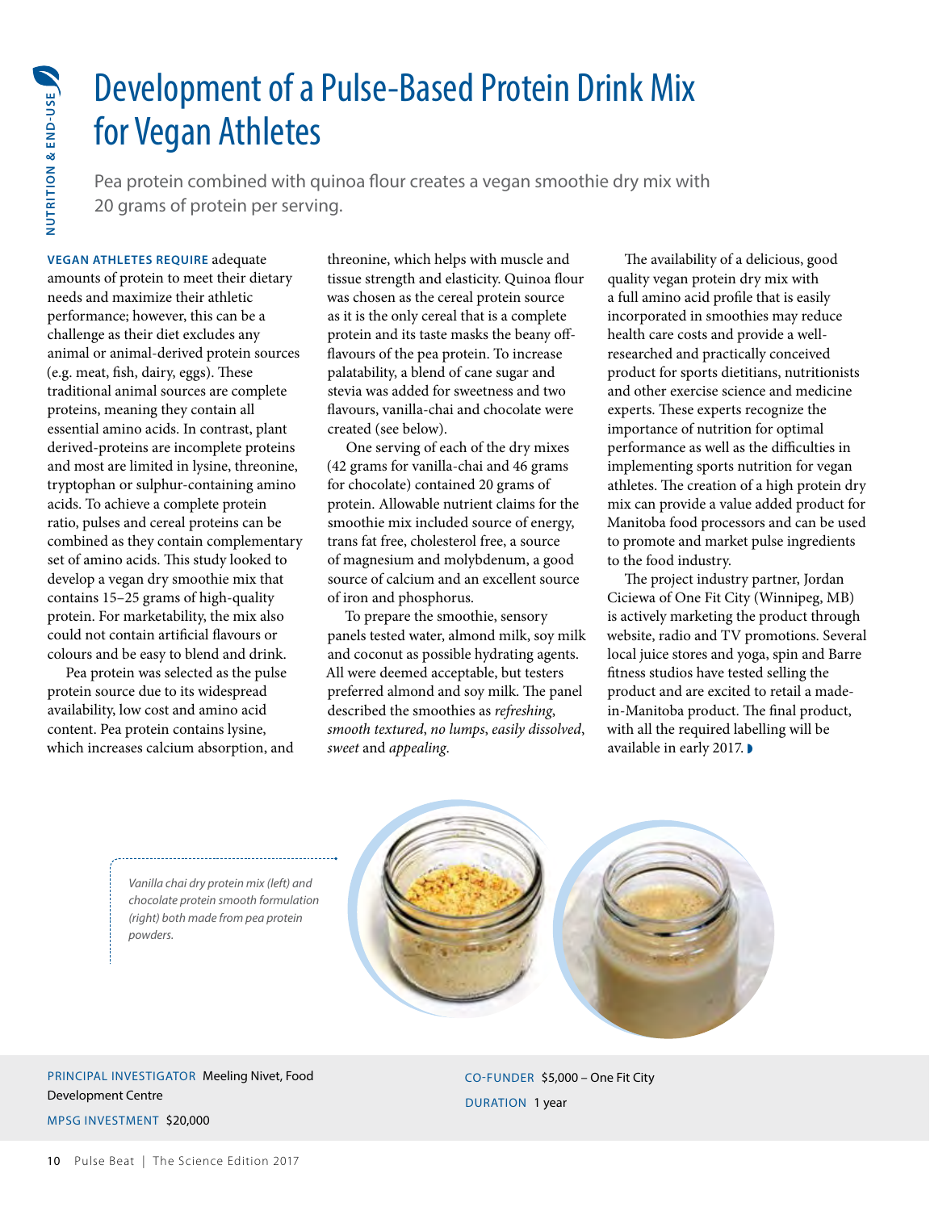# Development of a Pulse-Based Protein Drink Mix for Vegan Athletes

Pea protein combined with quinoa flour creates a vegan smoothie dry mix with 20 grams of protein per serving.

**VEGAN ATHLETES REQUIRE** adequate amounts of protein to meet their dietary needs and maximize their athletic performance; however, this can be a challenge as their diet excludes any animal or animal-derived protein sources (e.g. meat, fish, dairy, eggs). These traditional animal sources are complete proteins, meaning they contain all essential amino acids. In contrast, plant derived-proteins are incomplete proteins and most are limited in lysine, threonine, tryptophan or sulphur-containing amino acids. To achieve a complete protein ratio, pulses and cereal proteins can be combined as they contain complementary set of amino acids. This study looked to develop a vegan dry smoothie mix that contains 15–25 grams of high-quality protein. For marketability, the mix also could not contain artificial flavours or colours and be easy to blend and drink.

Pea protein was selected as the pulse protein source due to its widespread availability, low cost and amino acid content. Pea protein contains lysine, which increases calcium absorption, and threonine, which helps with muscle and tissue strength and elasticity. Quinoa flour was chosen as the cereal protein source as it is the only cereal that is a complete protein and its taste masks the beany off-flavours of the pea protein. To increase palatability, a blend of cane sugar and stevia was added for sweetness and two flavours, vanilla-chai and chocolate were created (see below).

One serving of each of the dry mixes (42 grams for vanilla-chai and 46 grams for chocolate) contained 20 grams of protein. Allowable nutrient claims for the smoothie mix included source of energy, trans fat free, cholesterol free, a source of magnesium and molybdenum, a good source of calcium and an excellent source of iron and phosphorus.

To prepare the smoothie, sensory panels tested water, almond milk, soy milk and coconut as possible hydrating agents. All were deemed acceptable, but testers preferred almond and soy milk. The panel described the smoothies as *refreshing*, *smooth textured*, *no lumps*, *easily dissolved*, *sweet* and *appealing*.

The availability of a delicious, good quality vegan protein dry mix with a full amino acid profile that is easily incorporated in smoothies may reduce health care costs and provide a well-researched and practically conceived product for sports dietitians, nutritionists and other exercise science and medicine experts. These experts recognize the importance of nutrition for optimal performance as well as the difficulties in implementing sports nutrition for vegan athletes. The creation of a high protein dry mix can provide a value added product for Manitoba food processors and can be used to promote and market pulse ingredients to the food industry.

The project industry partner, Jordan Ciciewa of One Fit City (Winnipeg, MB) is actively marketing the product through website, radio and TV promotions. Several local juice stores and yoga, spin and Barre fitness studios have tested selling the product and are excited to retail a made-in-Manitoba product. The final product, with all the required labelling will be available in early 2017.

*Vanilla chai dry protein mix (left) and chocolate protein smooth formulation (right) both made from pea protein powders.*

PRINCIPAL INVESTIGATOR Meeling Nivet, Food Development Centre

MPSG INVESTMENT $20,000

CO-FUNDER $5,000 – One Fit City

DURATION 1 year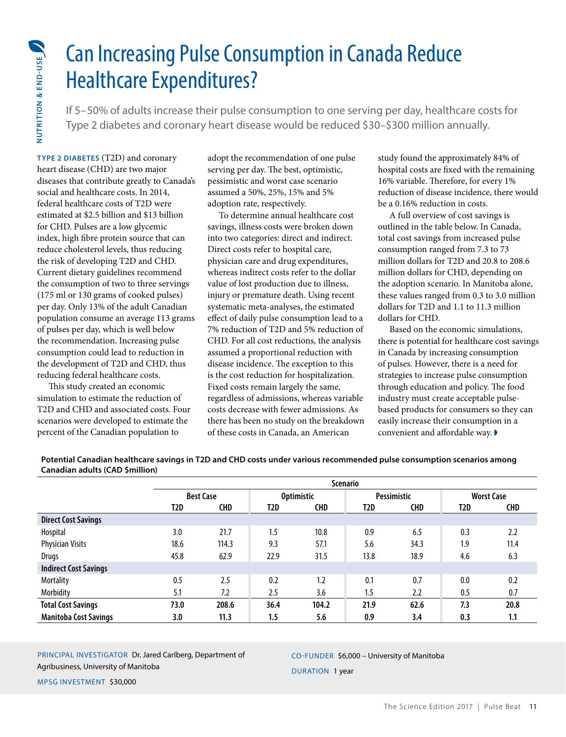# Can Increasing Pulse Consumption in Canada Reduce Healthcare Expenditures?

If 5–50% of adults increase their pulse consumption to one serving per day, healthcare costs for Type 2 diabetes and coronary heart disease would be reduced $30–$300 million annually.

**TYPE 2 DIABETES** (T2D) and coronary heart disease (CHD) are two major diseases that contribute greatly to Canada's social and healthcare costs. In 2014, federal healthcare costs of T2D were estimated at $2.5 billion and $13 billion for CHD. Pulses are a low glycemic index, high fibre protein source that can reduce cholesterol levels, thus reducing the risk of developing T2D and CHD. Current dietary guidelines recommend the consumption of two to three servings (175 ml or 130 grams of cooked pulses) per day. Only 13% of the adult Canadian population consume an average 113 grams of pulses per day, which is well below the recommendation. Increasing pulse consumption could lead to reduction in the development of T2D and CHD, thus reducing federal healthcare costs.

This study created an economic simulation to estimate the reduction of T2D and CHD and associated costs. Four scenarios were developed to estimate the percent of the Canadian population to adopt the recommendation of one pulse serving per day. The best, optimistic, pessimistic and worst case scenario assumed a 50%, 25%, 15% and 5% adoption rate, respectively.

To determine annual healthcare cost savings, illness costs were broken down into two categories: direct and indirect. Direct costs refer to hospital care, physician care and drug expenditures, whereas indirect costs refer to the dollar value of lost production due to illness, injury or premature death. Using recent systematic meta-analyses, the estimated effect of daily pulse consumption lead to a 7% reduction of T2D and 5% reduction of CHD. For all cost reductions, the analysis assumed a proportional reduction with disease incidence. The exception to this is the cost reduction for hospitalization. Fixed costs remain largely the same, regardless of admissions, whereas variable costs decrease with fewer admissions. As there has been no study on the breakdown of these costs in Canada, an American study found the approximately 84% of hospital costs are fixed with the remaining 16% variable. Therefore, for every 1% reduction of disease incidence, there would be a 0.16% reduction in costs.

A full overview of cost savings is outlined in the table below. In Canada, total cost savings from increased pulse consumption ranged from 7.3 to 73 million dollars for T2D and 20.8 to 208.6 million dollars for CHD, depending on the adoption scenario. In Manitoba alone, these values ranged from 0.3 to 3.0 million dollars for T2D and 1.1 to 11.3 million dollars for CHD.

Based on the economic simulations, there is potential for healthcare cost savings in Canada by increasing consumption of pulses. However, there is a need for strategies to increase pulse consumption through education and policy. The food industry must create acceptable pulse-based products for consumers so they can easily increase their consumption in a convenient and affordable way.

**Potential Canadian healthcare savings in T2D and CHD costs under various recommended pulse consumption scenarios among Canadian adults (CAD $million)**

| | Scenario | | | | | | | |
|---|---|---|---|---|---|---|---|---|
| | Best Case | | Optimistic | | Pessimistic | | Worst Case | |
| | T2D | CHD | T2D | CHD | T2D | CHD | T2D | CHD |
| **Direct Cost Savings** | | | | | | | | |
| Hospital | 3.0 | 21.7 | 1.5 | 10.8 | 0.9 | 6.5 | 0.3 | 2.2 |
| Physician Visits | 18.6 | 114.3 | 9.3 | 57.1 | 5.6 | 34.3 | 1.9 | 11.4 |
| Drugs | 45.8 | 62.9 | 22.9 | 31.5 | 13.8 | 18.9 | 4.6 | 6.3 |
| **Indirect Cost Savings** | | | | | | | | |
| Mortality | 0.5 | 2.5 | 0.2 | 1.2 | 0.1 | 0.7 | 0.0 | 0.2 |
| Morbidity | 5.1 | 7.2 | 2.5 | 3.6 | 1.5 | 2.2 | 0.5 | 0.7 |
| **Total Cost Savings** | **73.0** | **208.6** | **36.4** | **104.2** | **21.9** | **62.6** | **7.3** | **20.8** |
| **Manitoba Cost Savings** | **3.0** | **11.3** | **1.5** | **5.6** | **0.9** | **3.4** | **0.3** | **1.1** |

PRINCIPAL INVESTIGATOR Dr. Jared Carlberg, Department of Agribusiness, University of Manitoba

MPSG INVESTMENT $30,000

CO-FUNDER $6,000 – University of Manitoba

DURATION 1 year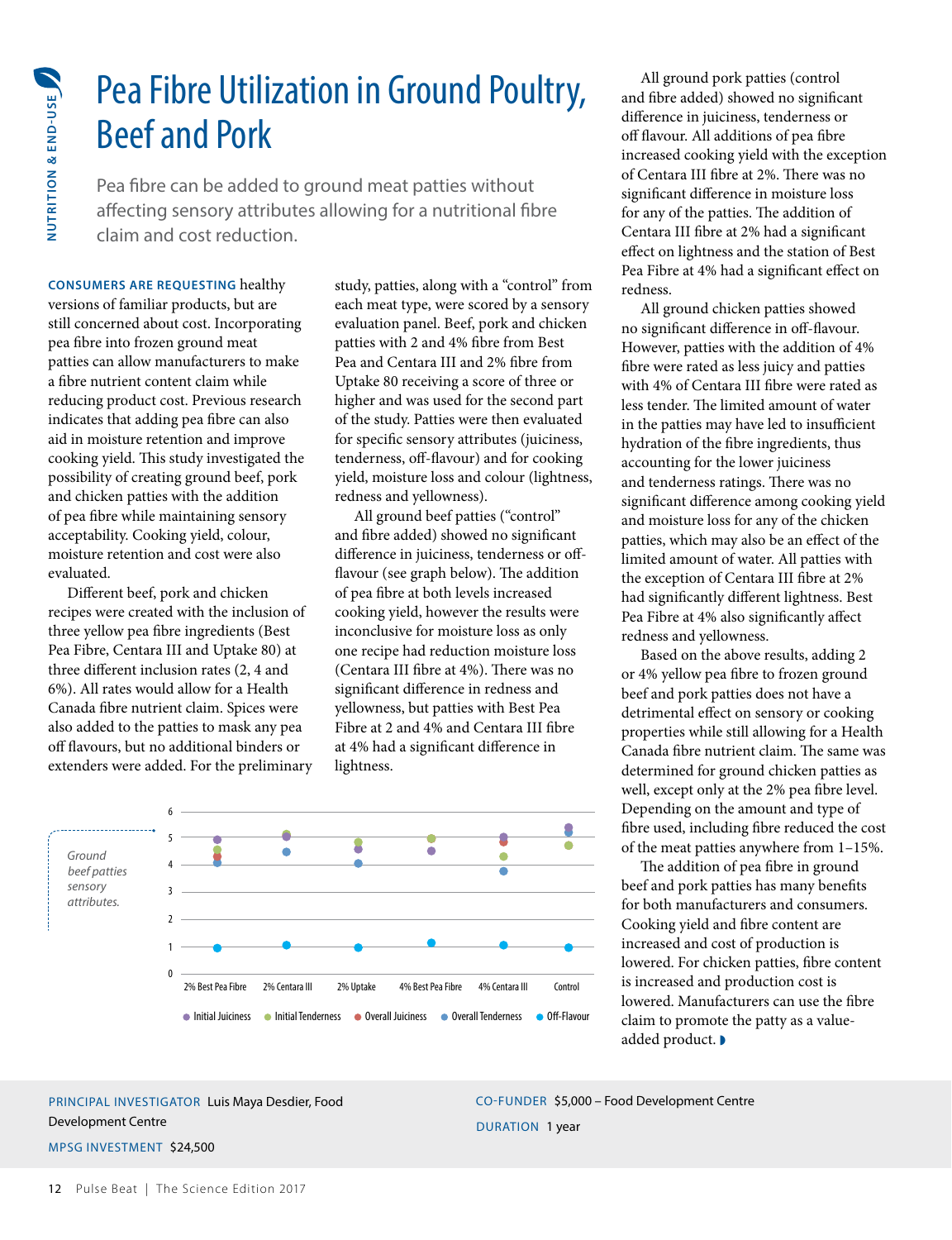# Pea Fibre Utilization in Ground Poultry, Beef and Pork

Pea fibre can be added to ground meat patties without affecting sensory attributes allowing for a nutritional fibre claim and cost reduction.

**CONSUMERS ARE REQUESTING** healthy versions of familiar products, but are still concerned about cost. Incorporating pea fibre into frozen ground meat patties can allow manufacturers to make a fibre nutrient content claim while reducing product cost. Previous research indicates that adding pea fibre can also aid in moisture retention and improve cooking yield. This study investigated the possibility of creating ground beef, pork and chicken patties with the addition of pea fibre while maintaining sensory acceptability. Cooking yield, colour, moisture retention and cost were also evaluated.

Different beef, pork and chicken recipes were created with the inclusion of three yellow pea fibre ingredients (Best Pea Fibre, Centara III and Uptake 80) at three different inclusion rates (2, 4 and 6%). All rates would allow for a Health Canada fibre nutrient claim. Spices were also added to the patties to mask any pea off flavours, but no additional binders or extenders were added. For the preliminary study, patties, along with a "control" from each meat type, were scored by a sensory evaluation panel. Beef, pork and chicken patties with 2 and 4% fibre from Best Pea and Centara III and 2% fibre from Uptake 80 receiving a score of three or higher and was used for the second part of the study. Patties were then evaluated for specific sensory attributes (juiciness, tenderness, off-flavour) and for cooking yield, moisture loss and colour (lightness, redness and yellowness).

All ground beef patties ("control" and fibre added) showed no significant difference in juiciness, tenderness or off-flavour (see graph below). The addition of pea fibre at both levels increased cooking yield, however the results were inconclusive for moisture loss as only one recipe had reduction moisture loss (Centara III fibre at 4%). There was no significant difference in redness and yellowness, but patties with Best Pea Fibre at 2 and 4% and Centara III fibre at 4% had a significant difference in lightness.

*Ground beef patties sensory attributes.*

All ground pork patties (control and fibre added) showed no significant difference in juiciness, tenderness or off flavour. All additions of pea fibre increased cooking yield with the exception of Centara III fibre at 2%. There was no significant difference in moisture loss for any of the patties. The addition of Centara III fibre at 2% had a significant effect on lightness and the station of Best Pea Fibre at 4% had a significant effect on redness.

All ground chicken patties showed no significant difference in off-flavour. However, patties with the addition of 4% fibre were rated as less juicy and patties with 4% of Centara III fibre were rated as less tender. The limited amount of water in the patties may have led to insufficient hydration of the fibre ingredients, thus accounting for the lower juiciness and tenderness ratings. There was no significant difference among cooking yield and moisture loss for any of the chicken patties, which may also be an effect of the limited amount of water. All patties with the exception of Centara III fibre at 2% had significantly different lightness. Best Pea Fibre at 4% also significantly affect redness and yellowness.

Based on the above results, adding 2 or 4% yellow pea fibre to frozen ground beef and pork patties does not have a detrimental effect on sensory or cooking properties while still allowing for a Health Canada fibre nutrient claim. The same was determined for ground chicken patties as well, except only at the 2% pea fibre level. Depending on the amount and type of fibre used, including fibre reduced the cost of the meat patties anywhere from 1–15%.

The addition of pea fibre in ground beef and pork patties has many benefits for both manufacturers and consumers. Cooking yield and fibre content are increased and cost of production is lowered. For chicken patties, fibre content is increased and production cost is lowered. Manufacturers can use the fibre claim to promote the patty as a value-added product.

PRINCIPAL INVESTIGATOR Luis Maya Desdier, Food Development Centre

MPSG INVESTMENT $24,500

CO-FUNDER $5,000 – Food Development Centre

DURATION 1 year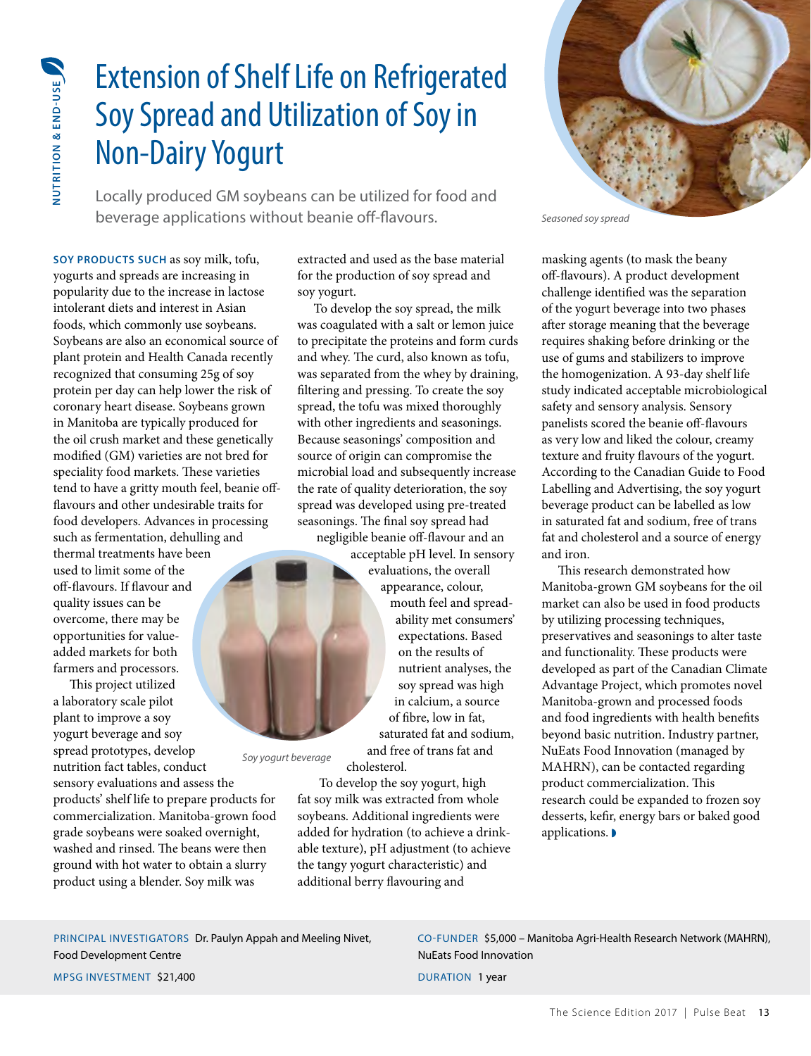# Extension of Shelf Life on Refrigerated Soy Spread and Utilization of Soy in Non-Dairy Yogurt

Locally produced GM soybeans can be utilized for food and beverage applications without beanie off-flavours.

*Seasoned soy spread*

**SOY PRODUCTS SUCH** as soy milk, tofu, yogurts and spreads are increasing in popularity due to the increase in lactose intolerant diets and interest in Asian foods, which commonly use soybeans. Soybeans are also an economical source of plant protein and Health Canada recently recognized that consuming 25g of soy protein per day can help lower the risk of coronary heart disease. Soybeans grown in Manitoba are typically produced for the oil crush market and these genetically modified (GM) varieties are not bred for speciality food markets. These varieties tend to have a gritty mouth feel, beanie off-flavours and other undesirable traits for food developers. Advances in processing such as fermentation, dehulling and thermal treatments have been used to limit some of the off-flavours. If flavour and quality issues can be overcome, there may be opportunities for value-added markets for both farmers and processors.

This project utilized a laboratory scale pilot plant to improve a soy yogurt beverage and soy spread prototypes, develop nutrition fact tables, conduct sensory evaluations and assess the products' shelf life to prepare products for commercialization. Manitoba-grown food grade soybeans were soaked overnight, washed and rinsed. The beans were then ground with hot water to obtain a slurry product using a blender. Soy milk was extracted and used as the base material for the production of soy spread and soy yogurt.

To develop the soy spread, the milk was coagulated with a salt or lemon juice to precipitate the proteins and form curds and whey. The curd, also known as tofu, was separated from the whey by draining, filtering and pressing. To create the soy spread, the tofu was mixed thoroughly with other ingredients and seasonings. Because seasonings' composition and source of origin can compromise the microbial load and subsequently increase the rate of quality deterioration, the soy spread was developed using pre-treated seasonings. The final soy spread had negligible beanie off-flavour and an acceptable pH level. In sensory evaluations, the overall appearance, colour, mouth feel and spreadability met consumers' expectations. Based on the results of nutrient analyses, the soy spread was high in calcium, a source of fibre, low in fat, saturated fat and sodium, and free of trans fat and cholesterol.

*Soy yogurt beverage*

To develop the soy yogurt, high fat soy milk was extracted from whole soybeans. Additional ingredients were added for hydration (to achieve a drinkable texture), pH adjustment (to achieve the tangy yogurt characteristic) and additional berry flavouring and masking agents (to mask the beany off-flavours). A product development challenge identified was the separation of the yogurt beverage into two phases after storage meaning that the beverage requires shaking before drinking or the use of gums and stabilizers to improve the homogenization. A 93-day shelf life study indicated acceptable microbiological safety and sensory analysis. Sensory panelists scored the beanie off-flavours as very low and liked the colour, creamy texture and fruity flavours of the yogurt. According to the Canadian Guide to Food Labelling and Advertising, the soy yogurt beverage product can be labelled as low in saturated fat and sodium, free of trans fat and cholesterol and a source of energy and iron.

This research demonstrated how Manitoba-grown GM soybeans for the oil market can also be used in food products by utilizing processing techniques, preservatives and seasonings to alter taste and functionality. These products were developed as part of the Canadian Climate Advantage Project, which promotes novel Manitoba-grown and processed foods and food ingredients with health benefits beyond basic nutrition. Industry partner, NuEats Food Innovation (managed by MAHRN), can be contacted regarding product commercialization. This research could be expanded to frozen soy desserts, kefir, energy bars or baked good applications.

PRINCIPAL INVESTIGATORS Dr. Paulyn Appah and Meeling Nivet, Food Development Centre

MPSG INVESTMENT $21,400

CO-FUNDER $5,000 – Manitoba Agri-Health Research Network (MAHRN), NuEats Food Innovation

DURATION 1 year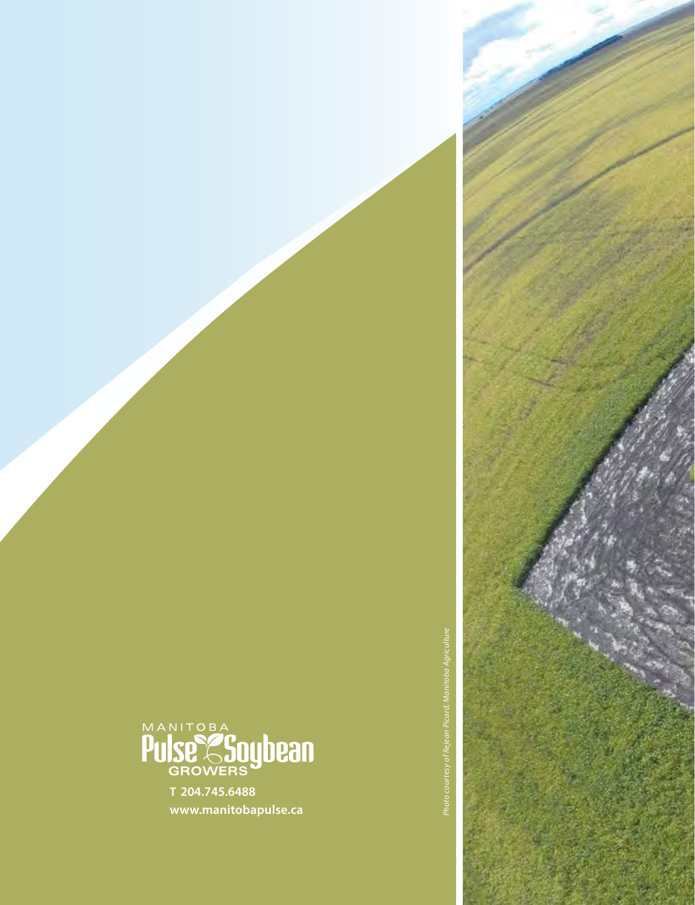MANITOBA Pulse Soybean GROWERS

**T 204.745.6488**
**www.manitobapulse.ca**

*Photo courtesy of Rejean Picard, Manitoba Agriculture*